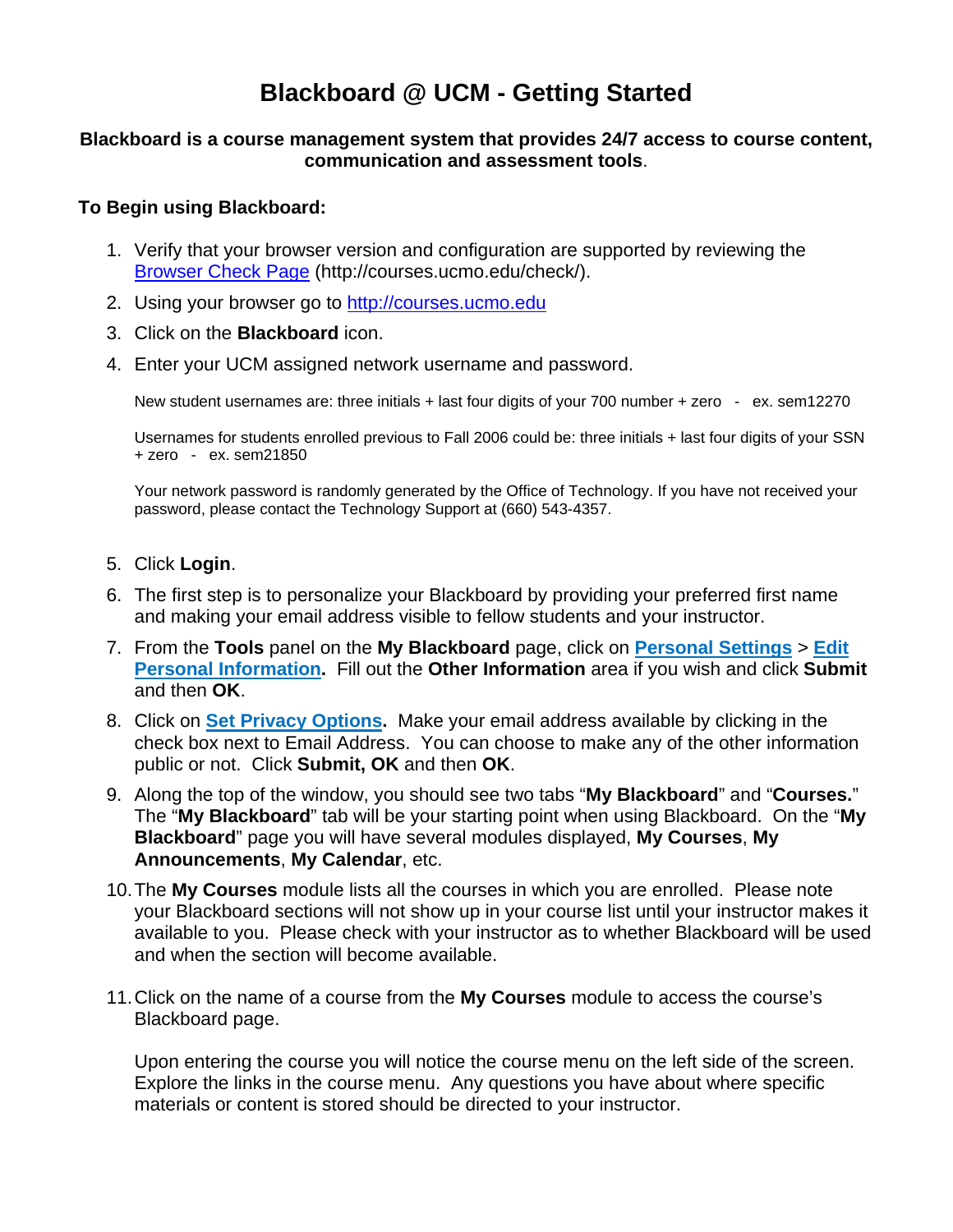# Blackboard @ UCM - Getting Started

**Blackboard is a course management system that provides 24/7 access to course content, communication and assessment tools**.

### To Begin using Blackboard:

1. Verify that your browser version and configuration are supported by reviewing the [Browser Check Page](http://courses.ucmo.edu/check/) (http://courses.ucmo.edu/check/).
2. Using your browser go to [http://courses.ucmo.edu](http://courses.ucmo.edu)
3. Click on the **Blackboard** icon.
4. Enter your UCM assigned network username and password.

   New student usernames are: three initials + last four digits of your 700 number + zero - ex. sem12270

   Usernames for students enrolled previous to Fall 2006 could be: three initials + last four digits of your SSN + zero - ex. sem21850

   Your network password is randomly generated by the Office of Technology. If you have not received your password, please contact the Technology Support at (660) 543-4357.

5. Click **Login**.
6. The first step is to personalize your Blackboard by providing your preferred first name and making your email address visible to fellow students and your instructor.
7. From the **Tools** panel on the **My Blackboard** page, click on **Personal Settings** > **Edit Personal Information.** Fill out the **Other Information** area if you wish and click **Submit** and then **OK**.
8. Click on **Set Privacy Options.** Make your email address available by clicking in the check box next to Email Address. You can choose to make any of the other information public or not. Click **Submit, OK** and then **OK**.
9. Along the top of the window, you should see two tabs "**My Blackboard**" and "**Courses.**" The "**My Blackboard**" tab will be your starting point when using Blackboard. On the "**My Blackboard**" page you will have several modules displayed, **My Courses**, **My Announcements**, **My Calendar**, etc.
10. The **My Courses** module lists all the courses in which you are enrolled. Please note your Blackboard sections will not show up in your course list until your instructor makes it available to you. Please check with your instructor as to whether Blackboard will be used and when the section will become available.
11. Click on the name of a course from the **My Courses** module to access the course's Blackboard page.

    Upon entering the course you will notice the course menu on the left side of the screen. Explore the links in the course menu. Any questions you have about where specific materials or content is stored should be directed to your instructor.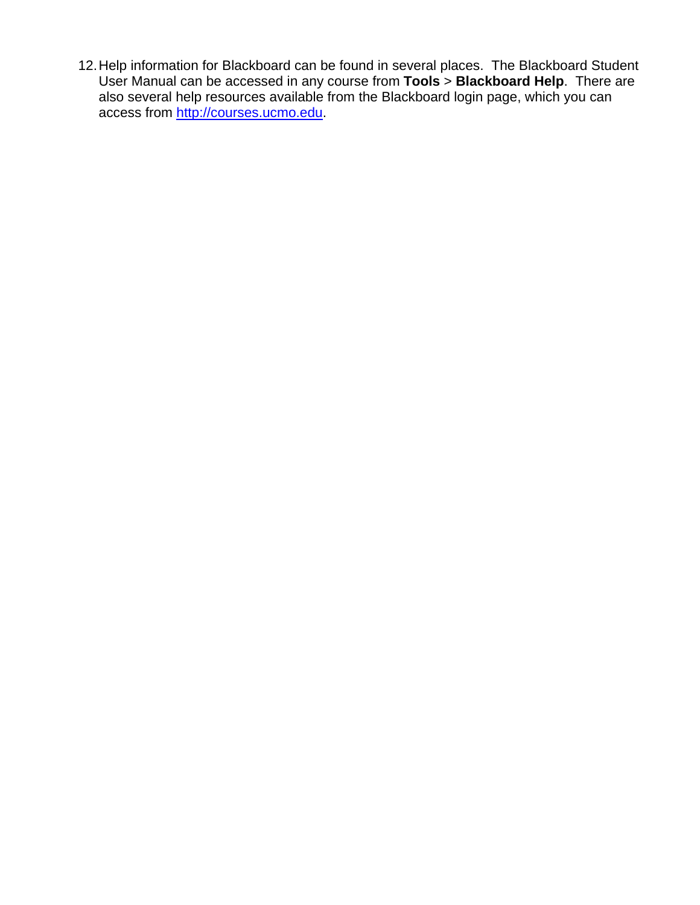12. Help information for Blackboard can be found in several places. The Blackboard Student User Manual can be accessed in any course from **Tools** > **Blackboard Help**. There are also several help resources available from the Blackboard login page, which you can access from [http://courses.ucmo.edu](http://courses.ucmo.edu).